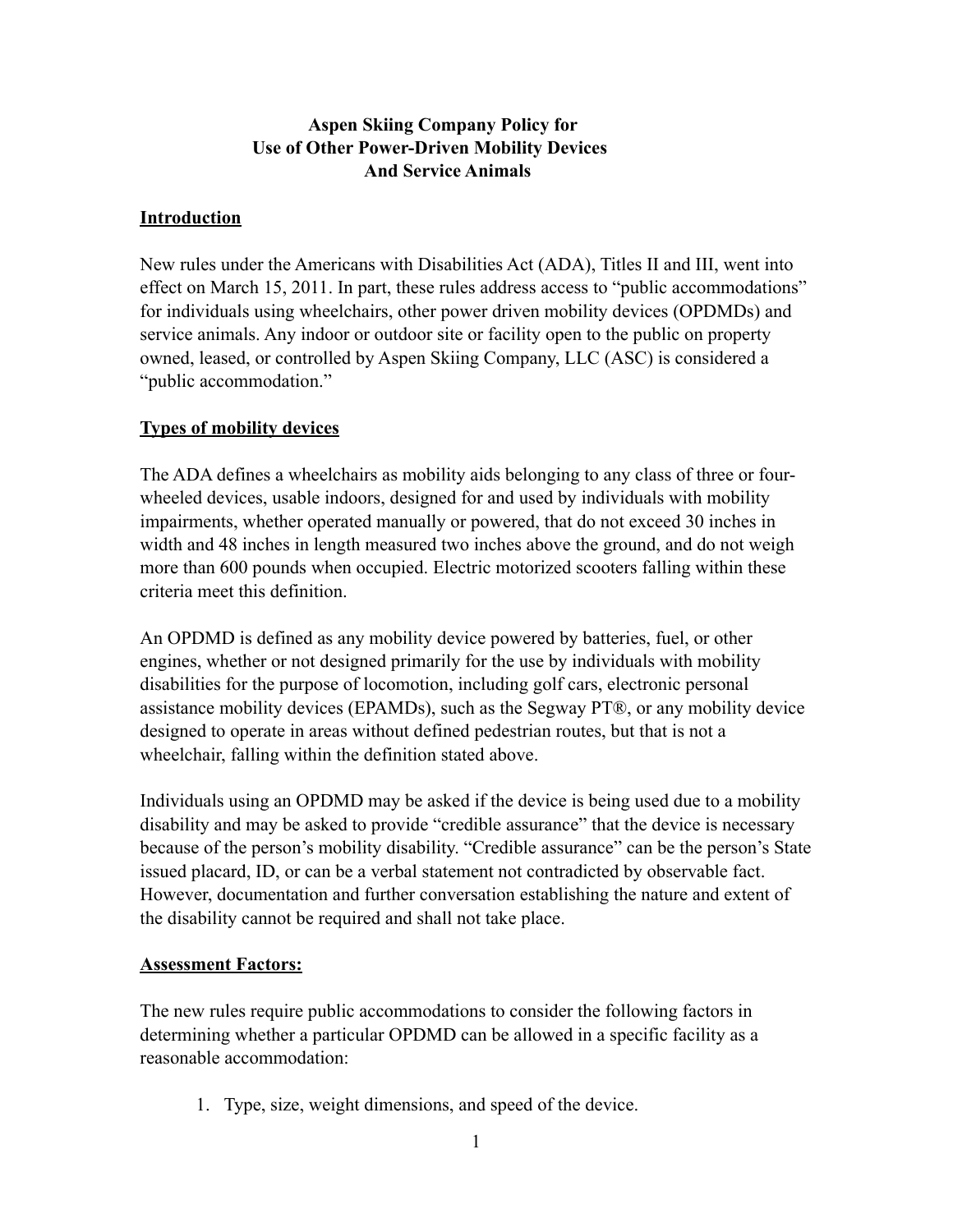# Aspen Skiing Company Policy for Use of Other Power-Driven Mobility Devices And Service Animals

## Introduction

New rules under the Americans with Disabilities Act (ADA), Titles II and III, went into effect on March 15, 2011. In part, these rules address access to “public accommodations” for individuals using wheelchairs, other power driven mobility devices (OPDMDs) and service animals. Any indoor or outdoor site or facility open to the public on property owned, leased, or controlled by Aspen Skiing Company, LLC (ASC) is considered a “public accommodation.”

## Types of mobility devices

The ADA defines a wheelchairs as mobility aids belonging to any class of three or four-wheeled devices, usable indoors, designed for and used by individuals with mobility impairments, whether operated manually or powered, that do not exceed 30 inches in width and 48 inches in length measured two inches above the ground, and do not weigh more than 600 pounds when occupied. Electric motorized scooters falling within these criteria meet this definition.

An OPDMD is defined as any mobility device powered by batteries, fuel, or other engines, whether or not designed primarily for the use by individuals with mobility disabilities for the purpose of locomotion, including golf cars, electronic personal assistance mobility devices (EPAMDs), such as the Segway PT®, or any mobility device designed to operate in areas without defined pedestrian routes, but that is not a wheelchair, falling within the definition stated above.

Individuals using an OPDMD may be asked if the device is being used due to a mobility disability and may be asked to provide “credible assurance” that the device is necessary because of the person’s mobility disability. “Credible assurance” can be the person’s State issued placard, ID, or can be a verbal statement not contradicted by observable fact. However, documentation and further conversation establishing the nature and extent of the disability cannot be required and shall not take place.

## Assessment Factors:

The new rules require public accommodations to consider the following factors in determining whether a particular OPDMD can be allowed in a specific facility as a reasonable accommodation:

1. Type, size, weight dimensions, and speed of the device.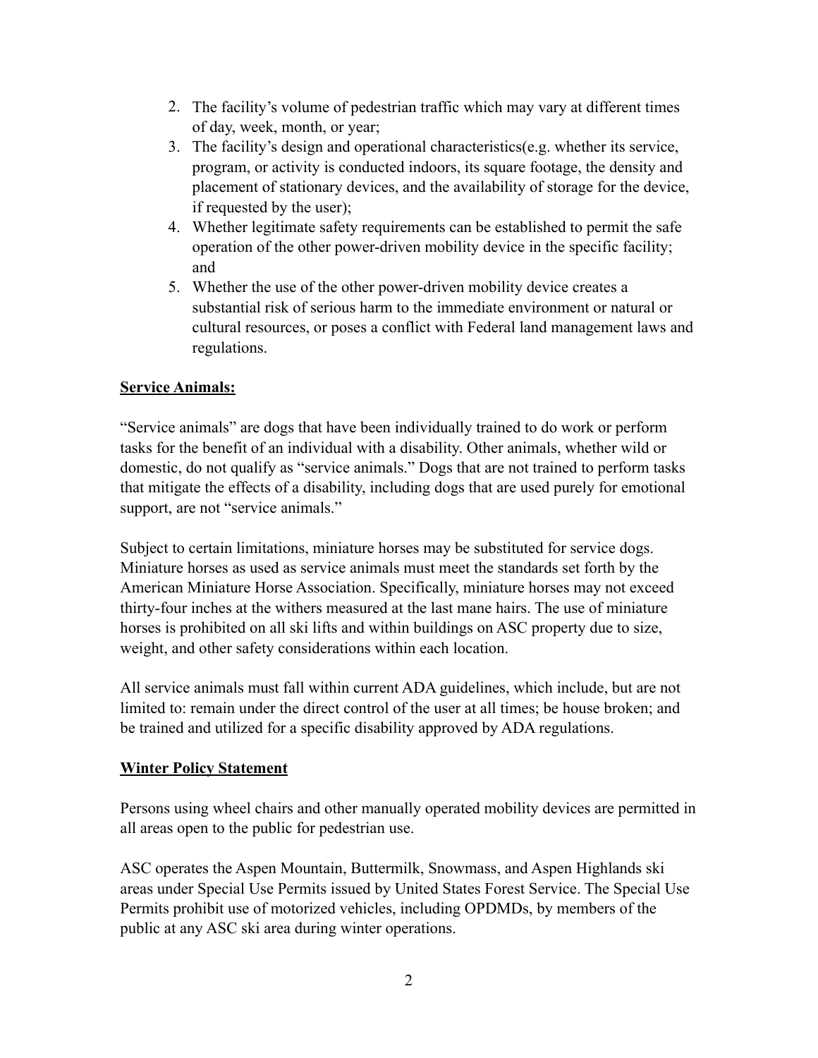2. The facility's volume of pedestrian traffic which may vary at different times of day, week, month, or year;
3. The facility's design and operational characteristics(e.g. whether its service, program, or activity is conducted indoors, its square footage, the density and placement of stationary devices, and the availability of storage for the device, if requested by the user);
4. Whether legitimate safety requirements can be established to permit the safe operation of the other power-driven mobility device in the specific facility; and
5. Whether the use of the other power-driven mobility device creates a substantial risk of serious harm to the immediate environment or natural or cultural resources, or poses a conflict with Federal land management laws and regulations.

**Service Animals:**

"Service animals" are dogs that have been individually trained to do work or perform tasks for the benefit of an individual with a disability. Other animals, whether wild or domestic, do not qualify as "service animals." Dogs that are not trained to perform tasks that mitigate the effects of a disability, including dogs that are used purely for emotional support, are not "service animals."

Subject to certain limitations, miniature horses may be substituted for service dogs. Miniature horses as used as service animals must meet the standards set forth by the American Miniature Horse Association. Specifically, miniature horses may not exceed thirty-four inches at the withers measured at the last mane hairs. The use of miniature horses is prohibited on all ski lifts and within buildings on ASC property due to size, weight, and other safety considerations within each location.

All service animals must fall within current ADA guidelines, which include, but are not limited to: remain under the direct control of the user at all times; be house broken; and be trained and utilized for a specific disability approved by ADA regulations.

**Winter Policy Statement**

Persons using wheel chairs and other manually operated mobility devices are permitted in all areas open to the public for pedestrian use.

ASC operates the Aspen Mountain, Buttermilk, Snowmass, and Aspen Highlands ski areas under Special Use Permits issued by United States Forest Service. The Special Use Permits prohibit use of motorized vehicles, including OPDMDs, by members of the public at any ASC ski area during winter operations.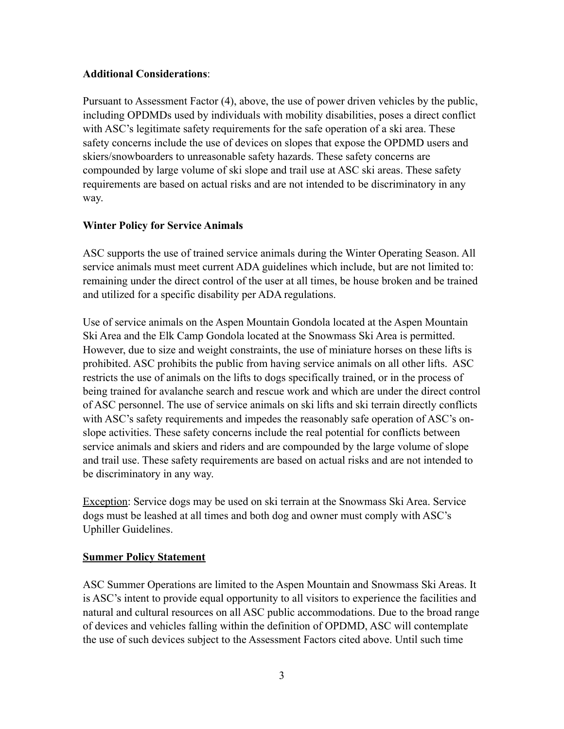**Additional Considerations**:

Pursuant to Assessment Factor (4), above, the use of power driven vehicles by the public, including OPDMDs used by individuals with mobility disabilities, poses a direct conflict with ASC's legitimate safety requirements for the safe operation of a ski area. These safety concerns include the use of devices on slopes that expose the OPDMD users and skiers/snowboarders to unreasonable safety hazards. These safety concerns are compounded by large volume of ski slope and trail use at ASC ski areas. These safety requirements are based on actual risks and are not intended to be discriminatory in any way.

**Winter Policy for Service Animals**

ASC supports the use of trained service animals during the Winter Operating Season. All service animals must meet current ADA guidelines which include, but are not limited to: remaining under the direct control of the user at all times, be house broken and be trained and utilized for a specific disability per ADA regulations.

Use of service animals on the Aspen Mountain Gondola located at the Aspen Mountain Ski Area and the Elk Camp Gondola located at the Snowmass Ski Area is permitted. However, due to size and weight constraints, the use of miniature horses on these lifts is prohibited. ASC prohibits the public from having service animals on all other lifts. ASC restricts the use of animals on the lifts to dogs specifically trained, or in the process of being trained for avalanche search and rescue work and which are under the direct control of ASC personnel. The use of service animals on ski lifts and ski terrain directly conflicts with ASC's safety requirements and impedes the reasonably safe operation of ASC's on-slope activities. These safety concerns include the real potential for conflicts between service animals and skiers and riders and are compounded by the large volume of slope and trail use. These safety requirements are based on actual risks and are not intended to be discriminatory in any way.

Exception: Service dogs may be used on ski terrain at the Snowmass Ski Area. Service dogs must be leashed at all times and both dog and owner must comply with ASC's Uphiller Guidelines.

**Summer Policy Statement**

ASC Summer Operations are limited to the Aspen Mountain and Snowmass Ski Areas. It is ASC's intent to provide equal opportunity to all visitors to experience the facilities and natural and cultural resources on all ASC public accommodations. Due to the broad range of devices and vehicles falling within the definition of OPDMD, ASC will contemplate the use of such devices subject to the Assessment Factors cited above. Until such time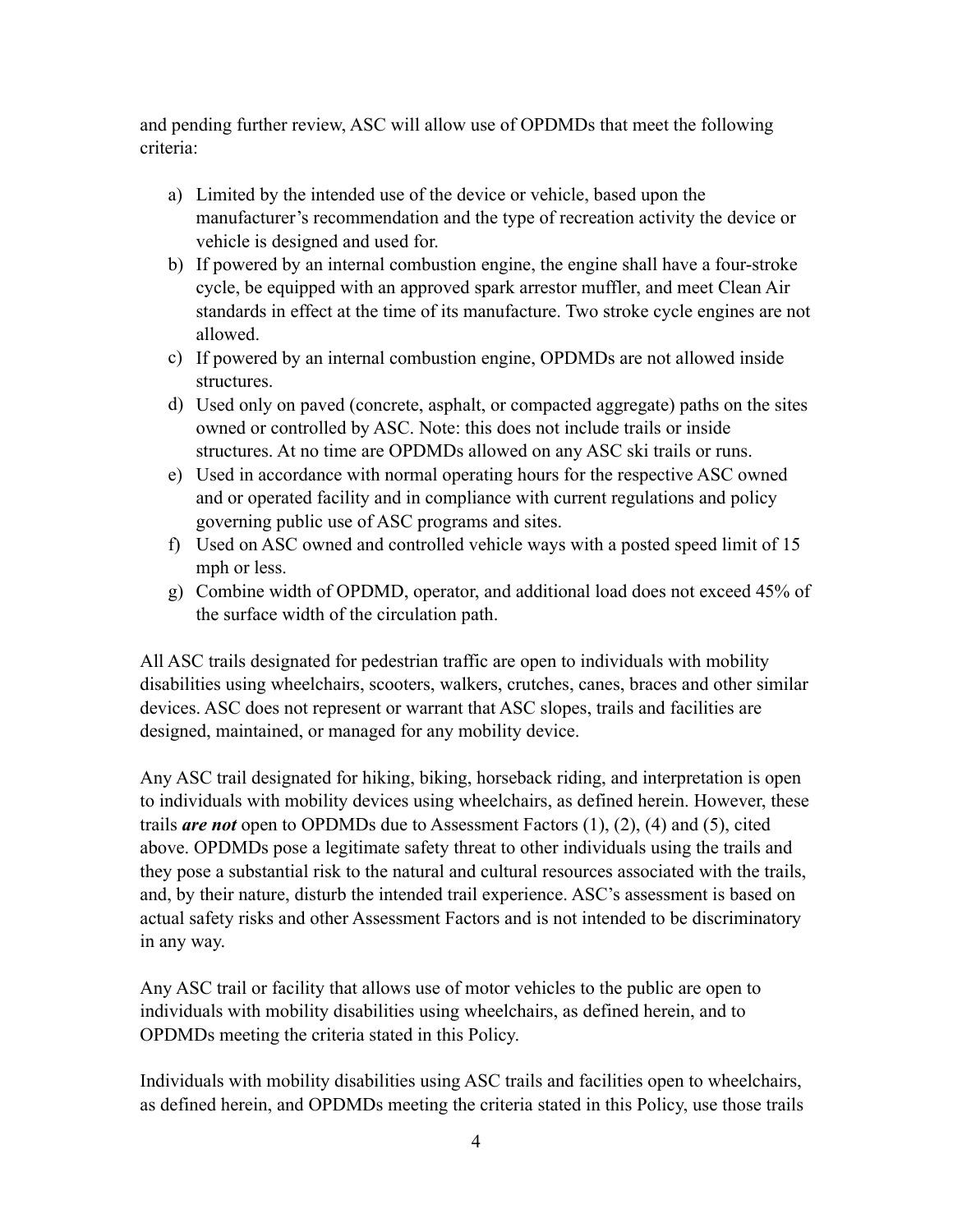and pending further review, ASC will allow use of OPDMDs that meet the following criteria:

a) Limited by the intended use of the device or vehicle, based upon the manufacturer's recommendation and the type of recreation activity the device or vehicle is designed and used for.
b) If powered by an internal combustion engine, the engine shall have a four-stroke cycle, be equipped with an approved spark arrestor muffler, and meet Clean Air standards in effect at the time of its manufacture. Two stroke cycle engines are not allowed.
c) If powered by an internal combustion engine, OPDMDs are not allowed inside structures.
d) Used only on paved (concrete, asphalt, or compacted aggregate) paths on the sites owned or controlled by ASC. Note: this does not include trails or inside structures. At no time are OPDMDs allowed on any ASC ski trails or runs.
e) Used in accordance with normal operating hours for the respective ASC owned and or operated facility and in compliance with current regulations and policy governing public use of ASC programs and sites.
f) Used on ASC owned and controlled vehicle ways with a posted speed limit of 15 mph or less.
g) Combine width of OPDMD, operator, and additional load does not exceed 45% of the surface width of the circulation path.

All ASC trails designated for pedestrian traffic are open to individuals with mobility disabilities using wheelchairs, scooters, walkers, crutches, canes, braces and other similar devices. ASC does not represent or warrant that ASC slopes, trails and facilities are designed, maintained, or managed for any mobility device.

Any ASC trail designated for hiking, biking, horseback riding, and interpretation is open to individuals with mobility devices using wheelchairs, as defined herein. However, these trails ***are not*** open to OPDMDs due to Assessment Factors (1), (2), (4) and (5), cited above. OPDMDs pose a legitimate safety threat to other individuals using the trails and they pose a substantial risk to the natural and cultural resources associated with the trails, and, by their nature, disturb the intended trail experience. ASC's assessment is based on actual safety risks and other Assessment Factors and is not intended to be discriminatory in any way.

Any ASC trail or facility that allows use of motor vehicles to the public are open to individuals with mobility disabilities using wheelchairs, as defined herein, and to OPDMDs meeting the criteria stated in this Policy.

Individuals with mobility disabilities using ASC trails and facilities open to wheelchairs, as defined herein, and OPDMDs meeting the criteria stated in this Policy, use those trails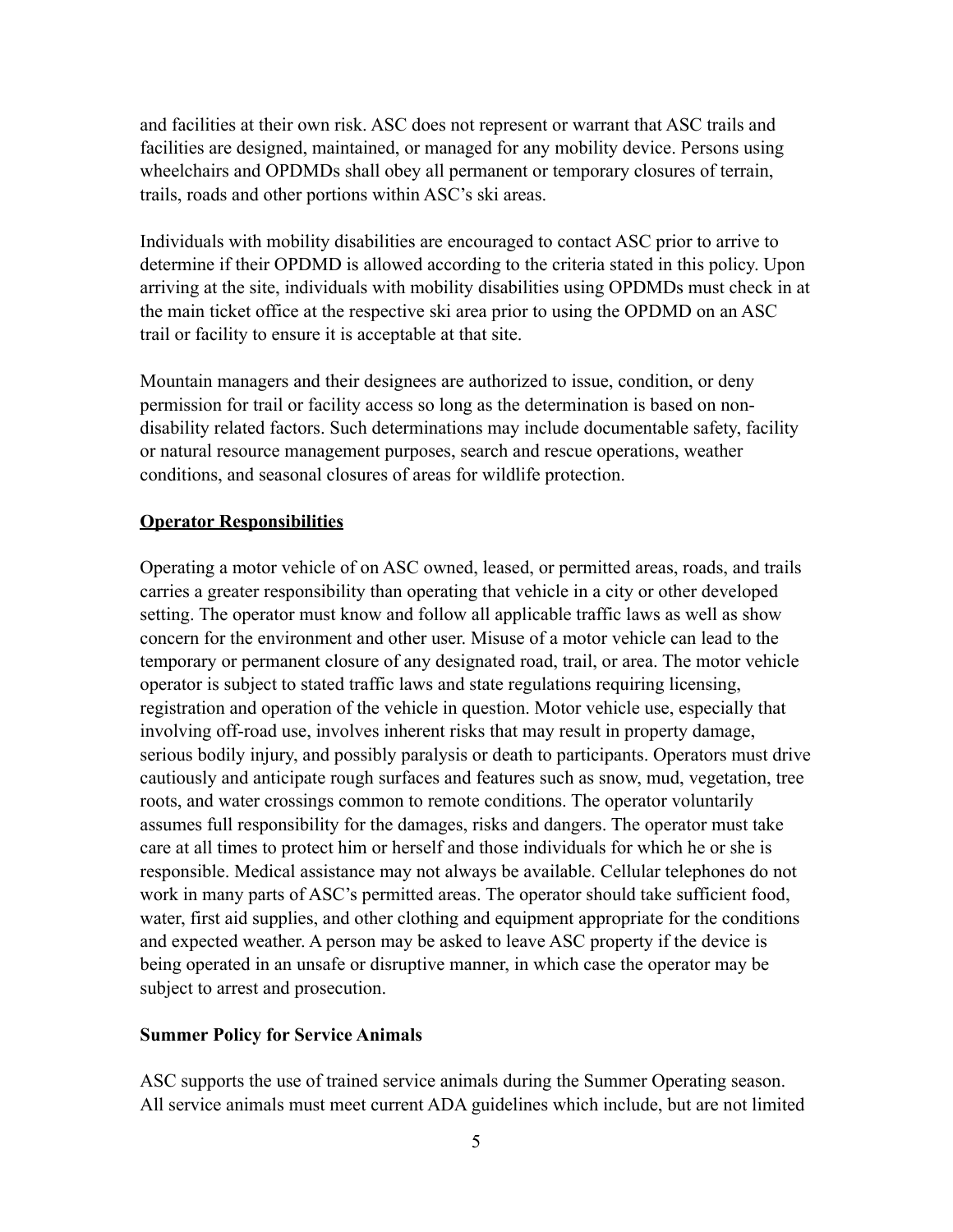and facilities at their own risk. ASC does not represent or warrant that ASC trails and facilities are designed, maintained, or managed for any mobility device. Persons using wheelchairs and OPDMDs shall obey all permanent or temporary closures of terrain, trails, roads and other portions within ASC's ski areas.

Individuals with mobility disabilities are encouraged to contact ASC prior to arrive to determine if their OPDMD is allowed according to the criteria stated in this policy. Upon arriving at the site, individuals with mobility disabilities using OPDMDs must check in at the main ticket office at the respective ski area prior to using the OPDMD on an ASC trail or facility to ensure it is acceptable at that site.

Mountain managers and their designees are authorized to issue, condition, or deny permission for trail or facility access so long as the determination is based on non-disability related factors. Such determinations may include documentable safety, facility or natural resource management purposes, search and rescue operations, weather conditions, and seasonal closures of areas for wildlife protection.

**<u>Operator Responsibilities</u>**

Operating a motor vehicle of on ASC owned, leased, or permitted areas, roads, and trails carries a greater responsibility than operating that vehicle in a city or other developed setting. The operator must know and follow all applicable traffic laws as well as show concern for the environment and other user. Misuse of a motor vehicle can lead to the temporary or permanent closure of any designated road, trail, or area. The motor vehicle operator is subject to stated traffic laws and state regulations requiring licensing, registration and operation of the vehicle in question. Motor vehicle use, especially that involving off-road use, involves inherent risks that may result in property damage, serious bodily injury, and possibly paralysis or death to participants. Operators must drive cautiously and anticipate rough surfaces and features such as snow, mud, vegetation, tree roots, and water crossings common to remote conditions. The operator voluntarily assumes full responsibility for the damages, risks and dangers. The operator must take care at all times to protect him or herself and those individuals for which he or she is responsible. Medical assistance may not always be available. Cellular telephones do not work in many parts of ASC's permitted areas. The operator should take sufficient food, water, first aid supplies, and other clothing and equipment appropriate for the conditions and expected weather. A person may be asked to leave ASC property if the device is being operated in an unsafe or disruptive manner, in which case the operator may be subject to arrest and prosecution.

**Summer Policy for Service Animals**

ASC supports the use of trained service animals during the Summer Operating season. All service animals must meet current ADA guidelines which include, but are not limited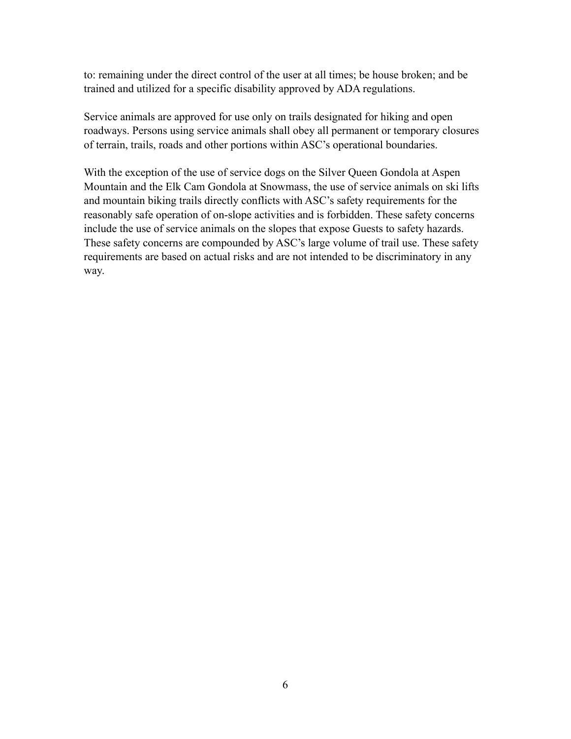to: remaining under the direct control of the user at all times; be house broken; and be trained and utilized for a specific disability approved by ADA regulations.

Service animals are approved for use only on trails designated for hiking and open roadways. Persons using service animals shall obey all permanent or temporary closures of terrain, trails, roads and other portions within ASC's operational boundaries.

With the exception of the use of service dogs on the Silver Queen Gondola at Aspen Mountain and the Elk Cam Gondola at Snowmass, the use of service animals on ski lifts and mountain biking trails directly conflicts with ASC's safety requirements for the reasonably safe operation of on-slope activities and is forbidden. These safety concerns include the use of service animals on the slopes that expose Guests to safety hazards. These safety concerns are compounded by ASC's large volume of trail use. These safety requirements are based on actual risks and are not intended to be discriminatory in any way.